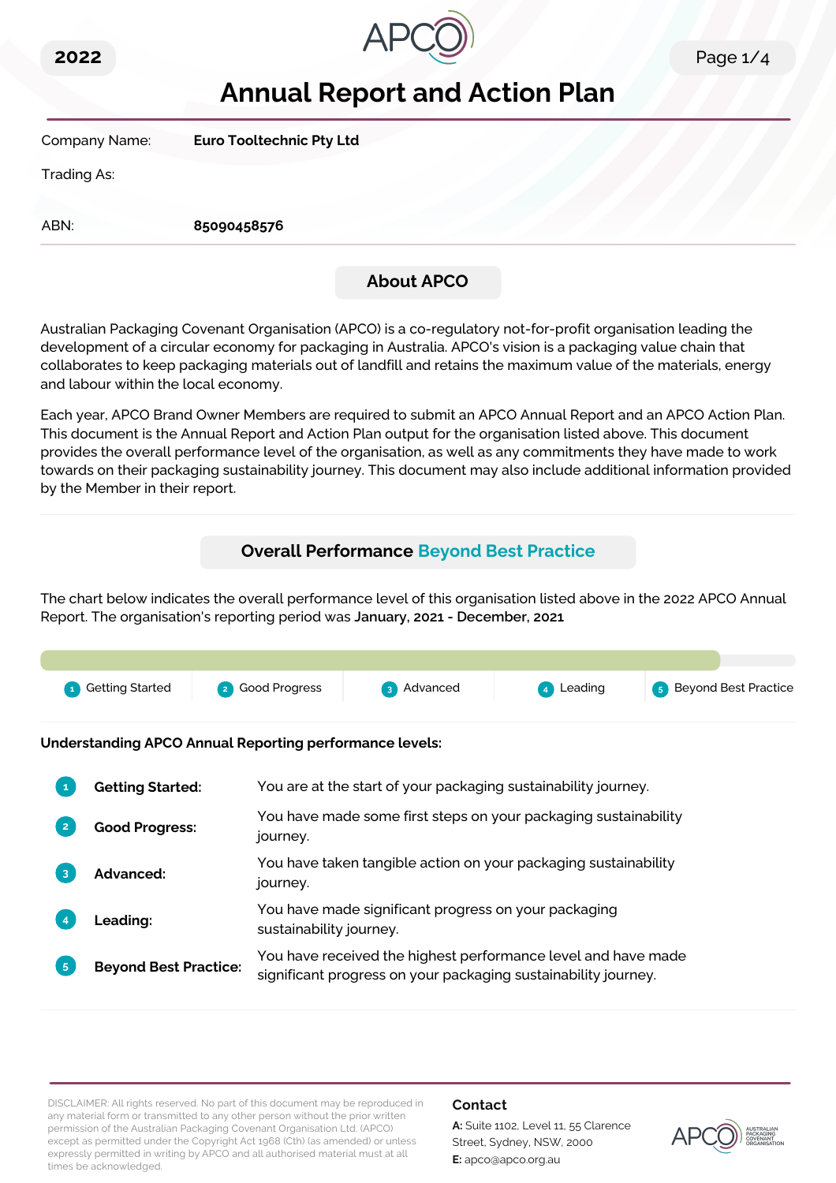2022

# Annual Report and Action Plan

| | |
|---|---|
| Company Name: | **Euro Tooltechnic Pty Ltd** |
| Trading As: | |
| ABN: | **85090458576** |

## About APCO

Australian Packaging Covenant Organisation (APCO) is a co-regulatory not-for-profit organisation leading the development of a circular economy for packaging in Australia. APCO's vision is a packaging value chain that collaborates to keep packaging materials out of landfill and retains the maximum value of the materials, energy and labour within the local economy.

Each year, APCO Brand Owner Members are required to submit an APCO Annual Report and an APCO Action Plan. This document is the Annual Report and Action Plan output for the organisation listed above. This document provides the overall performance level of the organisation, as well as any commitments they have made to work towards on their packaging sustainability journey. This document may also include additional information provided by the Member in their report.

## Overall Performance Beyond Best Practice

The chart below indicates the overall performance level of this organisation listed above in the 2022 APCO Annual Report. The organisation's reporting period was **January, 2021 - December, 2021**

1 Getting Started | 2 Good Progress | 3 Advanced | 4 Leading | 5 Beyond Best Practice

**Understanding APCO Annual Reporting performance levels:**

| | |
|---|---|
| 1 **Getting Started:** | You are at the start of your packaging sustainability journey. |
| 2 **Good Progress:** | You have made some first steps on your packaging sustainability journey. |
| 3 **Advanced:** | You have taken tangible action on your packaging sustainability journey. |
| 4 **Leading:** | You have made significant progress on your packaging sustainability journey. |
| 5 **Beyond Best Practice:** | You have received the highest performance level and have made significant progress on your packaging sustainability journey. |

DISCLAIMER: All rights reserved. No part of this document may be reproduced in any material form or transmitted to any other person without the prior written permission of the Australian Packaging Covenant Organisation Ltd. (APCO) except as permitted under the Copyright Act 1968 (Cth) (as amended) or unless expressly permitted in writing by APCO and all authorised material must at all times be acknowledged.

**Contact**

**A:** Suite 1102, Level 11, 55 Clarence Street, Sydney, NSW, 2000

**E:** apco@apco.org.au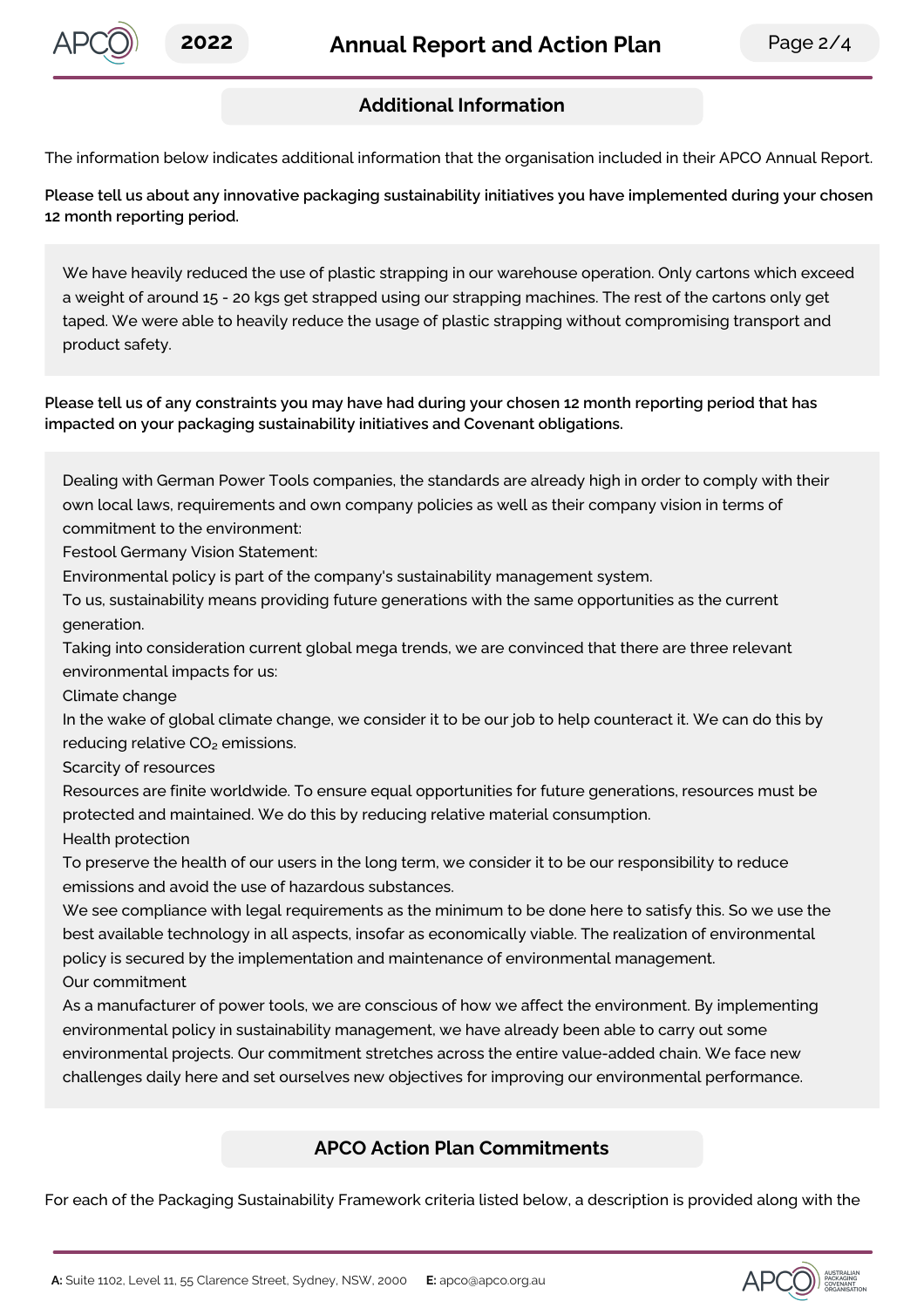## Additional Information

The information below indicates additional information that the organisation included in their APCO Annual Report.

**Please tell us about any innovative packaging sustainability initiatives you have implemented during your chosen 12 month reporting period.**

We have heavily reduced the use of plastic strapping in our warehouse operation. Only cartons which exceed a weight of around 15 - 20 kgs get strapped using our strapping machines. The rest of the cartons only get taped. We were able to heavily reduce the usage of plastic strapping without compromising transport and product safety.

**Please tell us of any constraints you may have had during your chosen 12 month reporting period that has impacted on your packaging sustainability initiatives and Covenant obligations.**

Dealing with German Power Tools companies, the standards are already high in order to comply with their own local laws, requirements and own company policies as well as their company vision in terms of commitment to the environment:

Festool Germany Vision Statement:

Environmental policy is part of the company's sustainability management system.

To us, sustainability means providing future generations with the same opportunities as the current generation.

Taking into consideration current global mega trends, we are convinced that there are three relevant environmental impacts for us:

Climate change

In the wake of global climate change, we consider it to be our job to help counteract it. We can do this by reducing relative $CO_2$ emissions.

Scarcity of resources

Resources are finite worldwide. To ensure equal opportunities for future generations, resources must be protected and maintained. We do this by reducing relative material consumption.

Health protection

To preserve the health of our users in the long term, we consider it to be our responsibility to reduce emissions and avoid the use of hazardous substances.

We see compliance with legal requirements as the minimum to be done here to satisfy this. So we use the best available technology in all aspects, insofar as economically viable. The realization of environmental policy is secured by the implementation and maintenance of environmental management.

Our commitment

As a manufacturer of power tools, we are conscious of how we affect the environment. By implementing environmental policy in sustainability management, we have already been able to carry out some environmental projects. Our commitment stretches across the entire value-added chain. We face new challenges daily here and set ourselves new objectives for improving our environmental performance.

## APCO Action Plan Commitments

For each of the Packaging Sustainability Framework criteria listed below, a description is provided along with the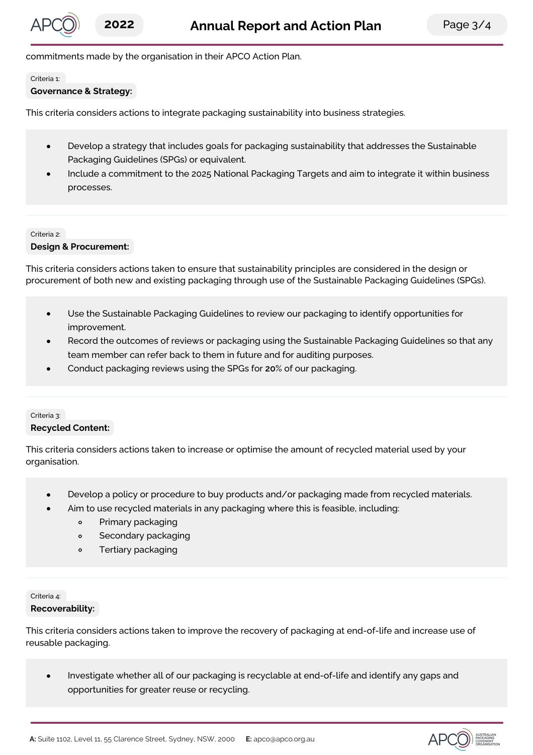commitments made by the organisation in their APCO Action Plan.

Criteria 1:

**Governance & Strategy:**

This criteria considers actions to integrate packaging sustainability into business strategies.

- Develop a strategy that includes goals for packaging sustainability that addresses the Sustainable Packaging Guidelines (SPGs) or equivalent.
- Include a commitment to the 2025 National Packaging Targets and aim to integrate it within business processes.

Criteria 2:

**Design & Procurement:**

This criteria considers actions taken to ensure that sustainability principles are considered in the design or procurement of both new and existing packaging through use of the Sustainable Packaging Guidelines (SPGs).

- Use the Sustainable Packaging Guidelines to review our packaging to identify opportunities for improvement.
- Record the outcomes of reviews or packaging using the Sustainable Packaging Guidelines so that any team member can refer back to them in future and for auditing purposes.
- Conduct packaging reviews using the SPGs for **20**% of our packaging.

Criteria 3:

**Recycled Content:**

This criteria considers actions taken to increase or optimise the amount of recycled material used by your organisation.

- Develop a policy or procedure to buy products and/or packaging made from recycled materials.
- Aim to use recycled materials in any packaging where this is feasible, including:
  - Primary packaging
  - Secondary packaging
  - Tertiary packaging

Criteria 4:

**Recoverability:**

This criteria considers actions taken to improve the recovery of packaging at end-of-life and increase use of reusable packaging.

- Investigate whether all of our packaging is recyclable at end-of-life and identify any gaps and opportunities for greater reuse or recycling.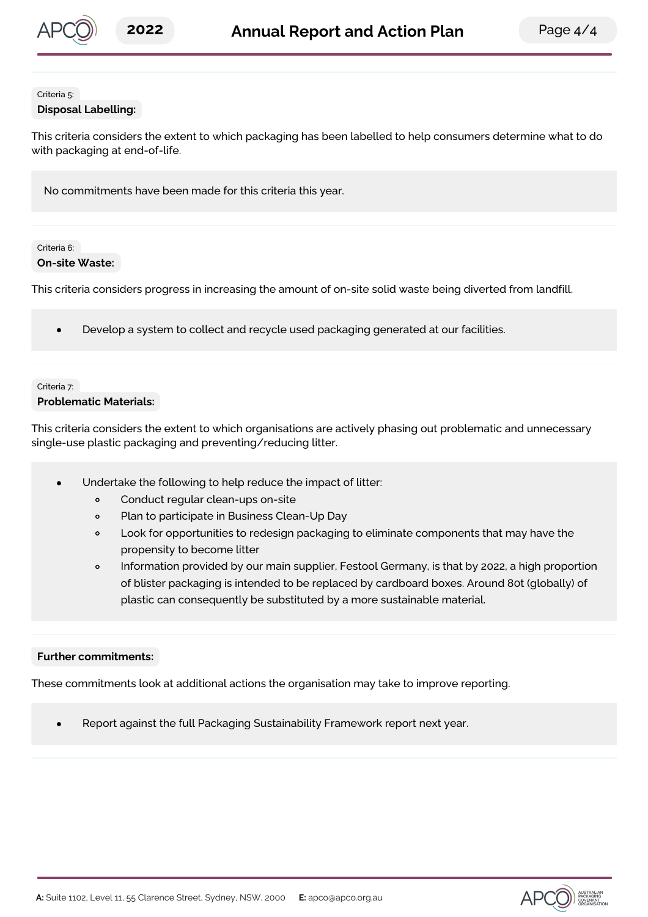Criteria 5:

**Disposal Labelling:**

This criteria considers the extent to which packaging has been labelled to help consumers determine what to do with packaging at end-of-life.

No commitments have been made for this criteria this year.

Criteria 6:

**On-site Waste:**

This criteria considers progress in increasing the amount of on-site solid waste being diverted from landfill.

- Develop a system to collect and recycle used packaging generated at our facilities.

Criteria 7:

**Problematic Materials:**

This criteria considers the extent to which organisations are actively phasing out problematic and unnecessary single-use plastic packaging and preventing/reducing litter.

- Undertake the following to help reduce the impact of litter:
  - Conduct regular clean-ups on-site
  - Plan to participate in Business Clean-Up Day
  - Look for opportunities to redesign packaging to eliminate components that may have the propensity to become litter
  - Information provided by our main supplier, Festool Germany, is that by 2022, a high proportion of blister packaging is intended to be replaced by cardboard boxes. Around 80t (globally) of plastic can consequently be substituted by a more sustainable material.

**Further commitments:**

These commitments look at additional actions the organisation may take to improve reporting.

- Report against the full Packaging Sustainability Framework report next year.